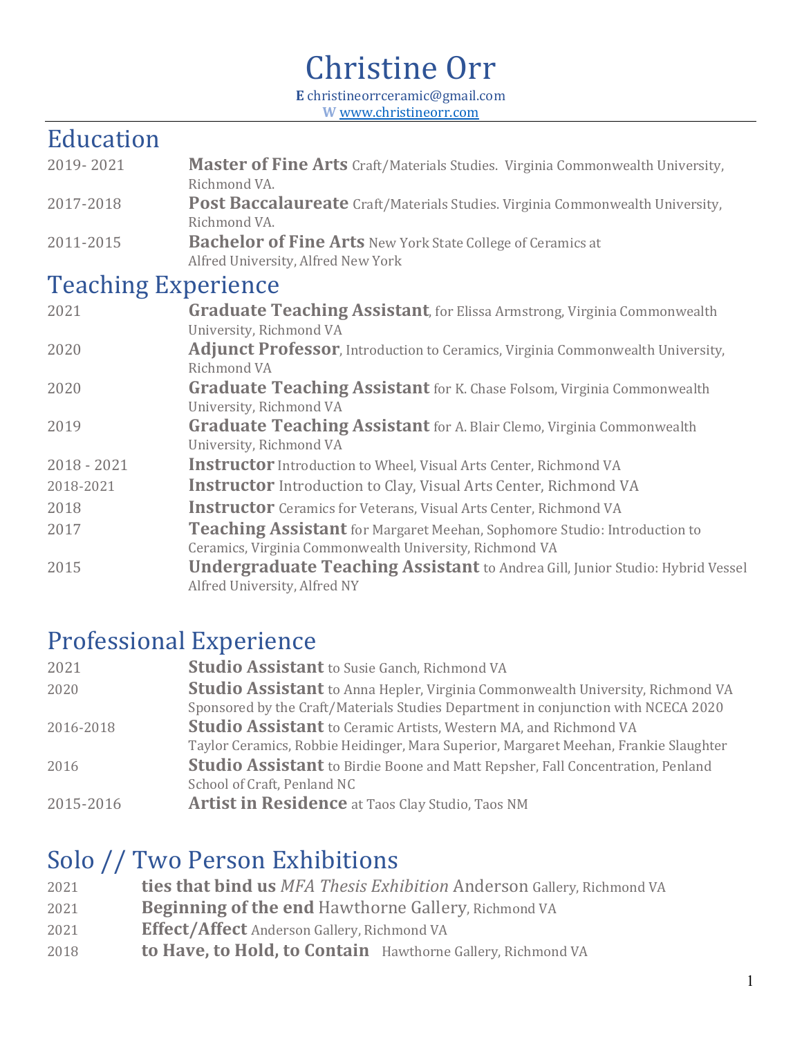# Christine Orr

**E** christineorrceramic@gmail.com
**W** www.christineorr.com

## Education

2019- 2021 — **Master of Fine Arts** Craft/Materials Studies. Virginia Commonwealth University, Richmond VA.

2017-2018 — **Post Baccalaureate** Craft/Materials Studies. Virginia Commonwealth University, Richmond VA.

2011-2015 — **Bachelor of Fine Arts** New York State College of Ceramics at Alfred University, Alfred New York

## Teaching Experience

2021 — **Graduate Teaching Assistant**, for Elissa Armstrong, Virginia Commonwealth University, Richmond VA

2020 — **Adjunct Professor**, Introduction to Ceramics, Virginia Commonwealth University, Richmond VA

2020 — **Graduate Teaching Assistant** for K. Chase Folsom, Virginia Commonwealth University, Richmond VA

2019 — **Graduate Teaching Assistant** for A. Blair Clemo, Virginia Commonwealth University, Richmond VA

2018 - 2021 — **Instructor** Introduction to Wheel, Visual Arts Center, Richmond VA

2018-2021 — **Instructor** Introduction to Clay, Visual Arts Center, Richmond VA

2018 — **Instructor** Ceramics for Veterans, Visual Arts Center, Richmond VA

2017 — **Teaching Assistant** for Margaret Meehan, Sophomore Studio: Introduction to Ceramics, Virginia Commonwealth University, Richmond VA

2015 — **Undergraduate Teaching Assistant** to Andrea Gill, Junior Studio: Hybrid Vessel Alfred University, Alfred NY

## Professional Experience

2021 — **Studio Assistant** to Susie Ganch, Richmond VA

2020 — **Studio Assistant** to Anna Hepler, Virginia Commonwealth University, Richmond VA
Sponsored by the Craft/Materials Studies Department in conjunction with NCECA 2020

2016-2018 — **Studio Assistant** to Ceramic Artists, Western MA, and Richmond VA
Taylor Ceramics, Robbie Heidinger, Mara Superior, Margaret Meehan, Frankie Slaughter

2016 — **Studio Assistant** to Birdie Boone and Matt Repsher, Fall Concentration, Penland School of Craft, Penland NC

2015-2016 — **Artist in Residence** at Taos Clay Studio, Taos NM

## Solo // Two Person Exhibitions

2021 — **ties that bind us** *MFA Thesis Exhibition* Anderson Gallery, Richmond VA

2021 — **Beginning of the end** Hawthorne Gallery, Richmond VA

2021 — **Effect/Affect** Anderson Gallery, Richmond VA

2018 — **to Have, to Hold, to Contain** Hawthorne Gallery, Richmond VA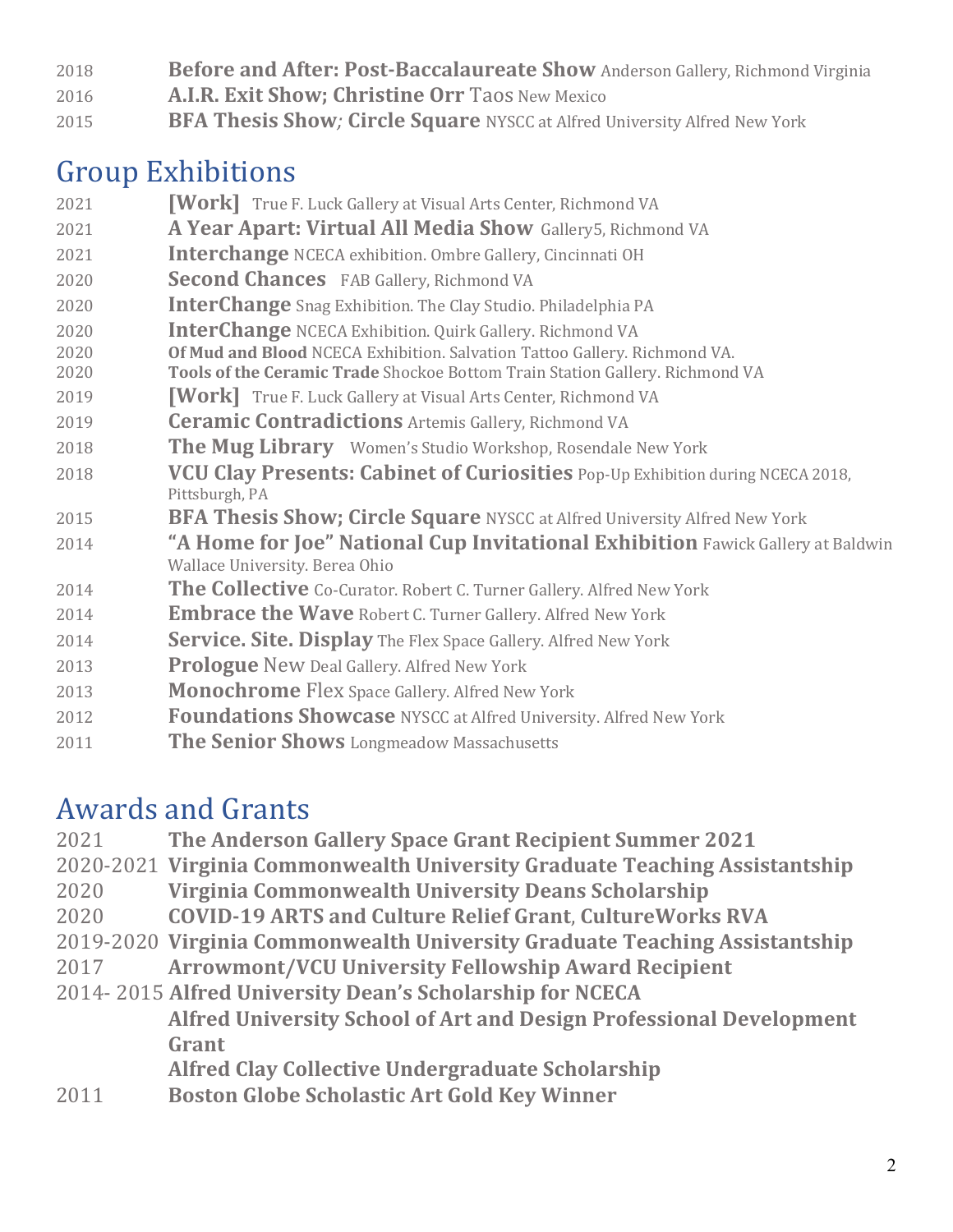2018 **Before and After: Post-Baccalaureate Show** Anderson Gallery, Richmond Virginia

2016 **A.I.R. Exit Show; Christine Orr** Taos New Mexico

2015 **BFA Thesis Show; Circle Square** NYSCC at Alfred University Alfred New York

## Group Exhibitions

2021 **[Work]** True F. Luck Gallery at Visual Arts Center, Richmond VA

2021 **A Year Apart: Virtual All Media Show** Gallery5, Richmond VA

2021 **Interchange** NCECA exhibition. Ombre Gallery, Cincinnati OH

2020 **Second Chances** FAB Gallery, Richmond VA

2020 **InterChange** Snag Exhibition. The Clay Studio. Philadelphia PA

2020 **InterChange** NCECA Exhibition. Quirk Gallery. Richmond VA

2020 **Of Mud and Blood** NCECA Exhibition. Salvation Tattoo Gallery. Richmond VA.

2020 **Tools of the Ceramic Trade** Shockoe Bottom Train Station Gallery. Richmond VA

2019 **[Work]** True F. Luck Gallery at Visual Arts Center, Richmond VA

2019 **Ceramic Contradictions** Artemis Gallery, Richmond VA

2018 **The Mug Library** Women's Studio Workshop, Rosendale New York

2018 **VCU Clay Presents: Cabinet of Curiosities** Pop-Up Exhibition during NCECA 2018, Pittsburgh, PA

2015 **BFA Thesis Show; Circle Square** NYSCC at Alfred University Alfred New York

2014 **"A Home for Joe" National Cup Invitational Exhibition** Fawick Gallery at Baldwin Wallace University. Berea Ohio

2014 **The Collective** Co-Curator. Robert C. Turner Gallery. Alfred New York

2014 **Embrace the Wave** Robert C. Turner Gallery. Alfred New York

2014 **Service. Site. Display** The Flex Space Gallery. Alfred New York

2013 **Prologue** New Deal Gallery. Alfred New York

2013 **Monochrome** Flex Space Gallery. Alfred New York

2012 **Foundations Showcase** NYSCC at Alfred University. Alfred New York

2011 **The Senior Shows** Longmeadow Massachusetts

## Awards and Grants

2021 **The Anderson Gallery Space Grant Recipient Summer 2021**

2020-2021 **Virginia Commonwealth University Graduate Teaching Assistantship**

2020 **Virginia Commonwealth University Deans Scholarship**

2020 **COVID-19 ARTS and Culture Relief Grant**, **CultureWorks RVA**

2019-2020 **Virginia Commonwealth University Graduate Teaching Assistantship**

2017 **Arrowmont/VCU University Fellowship Award Recipient**

2014- 2015 **Alfred University Dean's Scholarship for NCECA**

**Alfred University School of Art and Design Professional Development Grant**

**Alfred Clay Collective Undergraduate Scholarship**

2011 **Boston Globe Scholastic Art Gold Key Winner**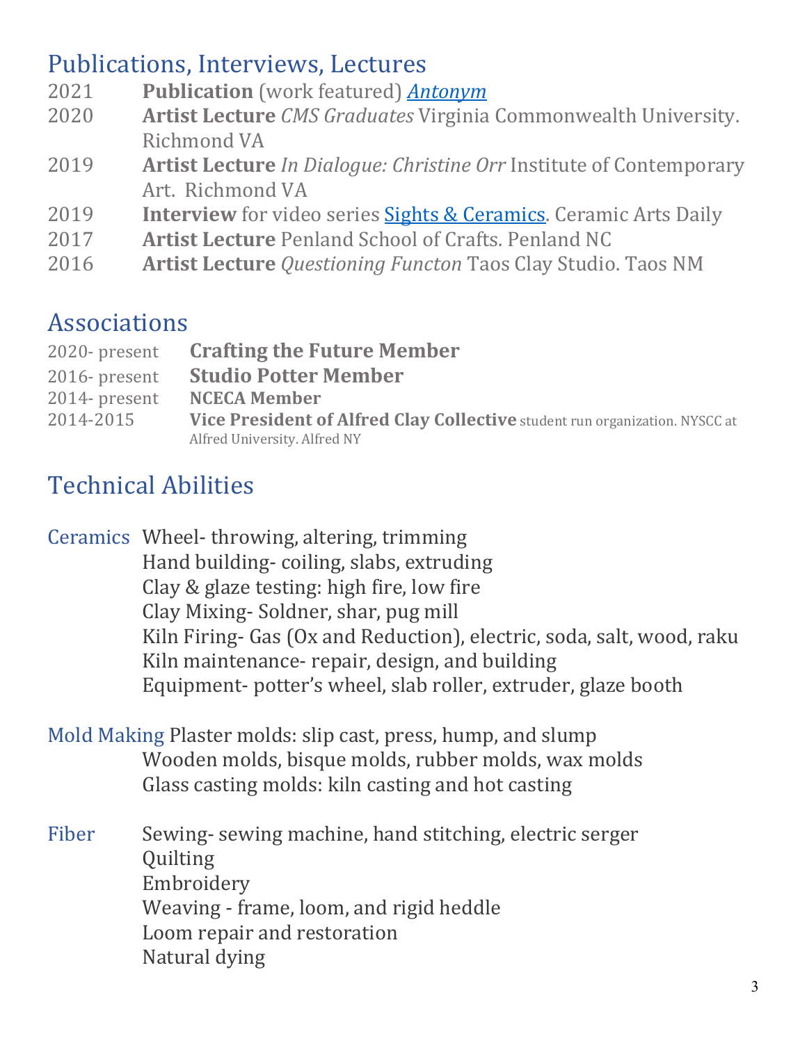## Publications, Interviews, Lectures

2021 **Publication** (work featured) *[Antonym]*

2020 **Artist Lecture** *CMS Graduates* Virginia Commonwealth University. Richmond VA

2019 **Artist Lecture** *In Dialogue: Christine Orr* Institute of Contemporary Art. Richmond VA

2019 **Interview** for video series [Sights & Ceramics]. Ceramic Arts Daily

2017 **Artist Lecture** Penland School of Crafts. Penland NC

2016 **Artist Lecture** *Questioning Functon* Taos Clay Studio. Taos NM

## Associations

2020- present **Crafting the Future Member**

2016- present **Studio Potter Member**

2014- present **NCECA Member**

2014-2015 **Vice President of Alfred Clay Collective** student run organization. NYSCC at Alfred University. Alfred NY

## Technical Abilities

**Ceramics**
- Wheel- throwing, altering, trimming
- Hand building- coiling, slabs, extruding
- Clay & glaze testing: high fire, low fire
- Clay Mixing- Soldner, shar, pug mill
- Kiln Firing- Gas (Ox and Reduction), electric, soda, salt, wood, raku
- Kiln maintenance- repair, design, and building
- Equipment- potter's wheel, slab roller, extruder, glaze booth

**Mold Making**
- Plaster molds: slip cast, press, hump, and slump
- Wooden molds, bisque molds, rubber molds, wax molds
- Glass casting molds: kiln casting and hot casting

**Fiber**
- Sewing- sewing machine, hand stitching, electric serger
- Quilting
- Embroidery
- Weaving - frame, loom, and rigid heddle
- Loom repair and restoration
- Natural dying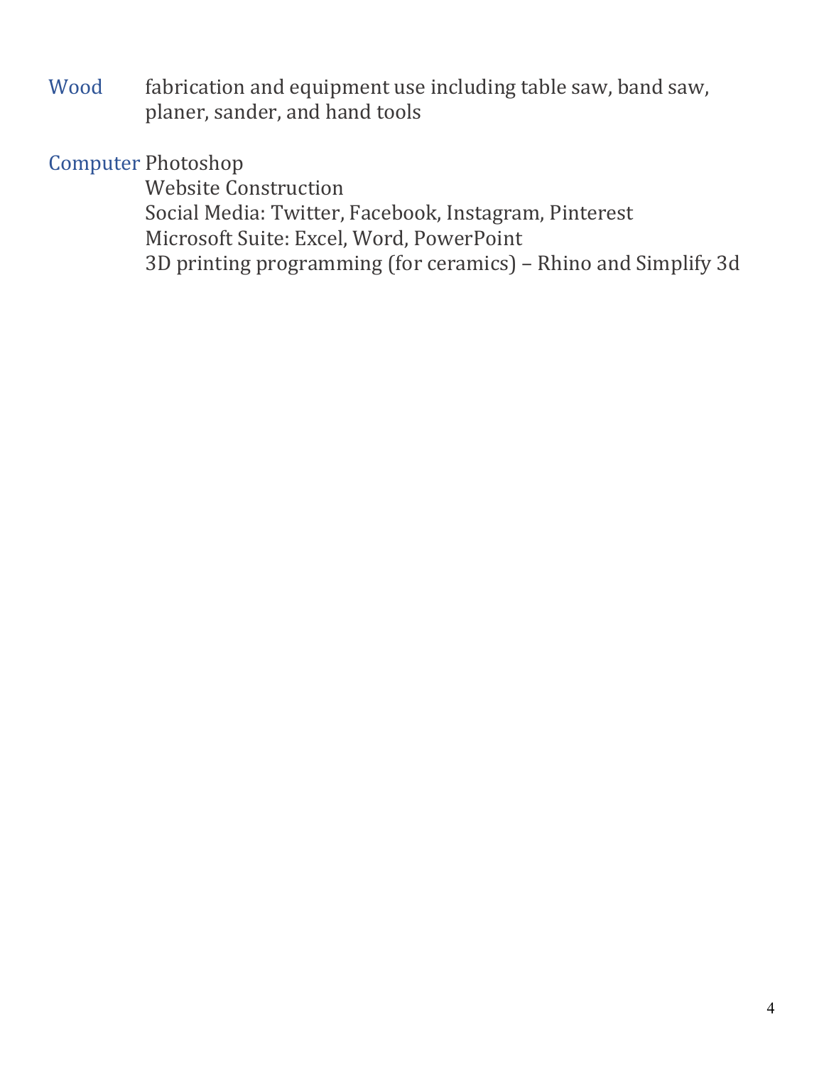**Wood** fabrication and equipment use including table saw, band saw, planer, sander, and hand tools

**Computer** Photoshop
Website Construction
Social Media: Twitter, Facebook, Instagram, Pinterest
Microsoft Suite: Excel, Word, PowerPoint
3D printing programming (for ceramics) – Rhino and Simplify 3d